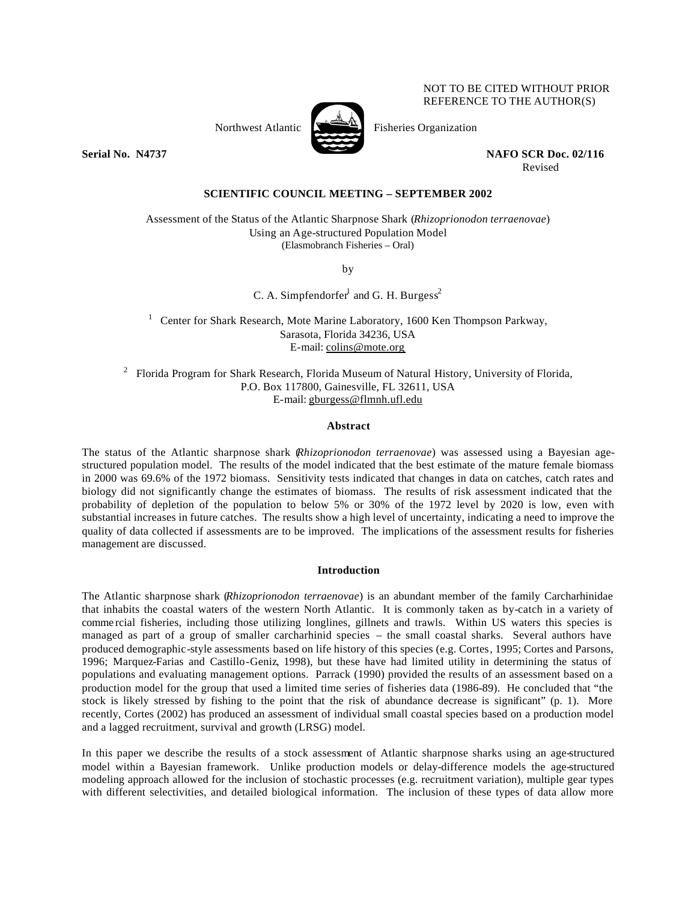NOT TO BE CITED WITHOUT PRIOR REFERENCE TO THE AUTHOR(S)

Northwest Atlantic Fisheries Organization

**Serial No. N4737** **NAFO SCR Doc. 02/116**

Revised

**SCIENTIFIC COUNCIL MEETING – SEPTEMBER 2002**

Assessment of the Status of the Atlantic Sharpnose Shark (*Rhizoprionodon terraenovae*) Using an Age-structured Population Model
(Elasmobranch Fisheries – Oral)

by

C. A. Simpfendorfer[1] and G. H. Burgess[2]

[1] Center for Shark Research, Mote Marine Laboratory, 1600 Ken Thompson Parkway, Sarasota, Florida 34236, USA
E-mail: colins@mote.org

[2] Florida Program for Shark Research, Florida Museum of Natural History, University of Florida, P.O. Box 117800, Gainesville, FL 32611, USA
E-mail: gburgess@flmnh.ufl.edu

**Abstract**

The status of the Atlantic sharpnose shark (*Rhizoprionodon terraenovae*) was assessed using a Bayesian age-structured population model. The results of the model indicated that the best estimate of the mature female biomass in 2000 was 69.6% of the 1972 biomass. Sensitivity tests indicated that changes in data on catches, catch rates and biology did not significantly change the estimates of biomass. The results of risk assessment indicated that the probability of depletion of the population to below 5% or 30% of the 1972 level by 2020 is low, even with substantial increases in future catches. The results show a high level of uncertainty, indicating a need to improve the quality of data collected if assessments are to be improved. The implications of the assessment results for fisheries management are discussed.

**Introduction**

The Atlantic sharpnose shark (*Rhizoprionodon terraenovae*) is an abundant member of the family Carcharhinidae that inhabits the coastal waters of the western North Atlantic. It is commonly taken as by-catch in a variety of commercial fisheries, including those utilizing longlines, gillnets and trawls. Within US waters this species is managed as part of a group of smaller carcharhinid species – the small coastal sharks. Several authors have produced demographic-style assessments based on life history of this species (e.g. Cortes, 1995; Cortes and Parsons, 1996; Marquez-Farias and Castillo-Geniz, 1998), but these have had limited utility in determining the status of populations and evaluating management options. Parrack (1990) provided the results of an assessment based on a production model for the group that used a limited time series of fisheries data (1986-89). He concluded that "the stock is likely stressed by fishing to the point that the risk of abundance decrease is significant" (p. 1). More recently, Cortes (2002) has produced an assessment of individual small coastal species based on a production model and a lagged recruitment, survival and growth (LRSG) model.

In this paper we describe the results of a stock assessment of Atlantic sharpnose sharks using an age-structured model within a Bayesian framework. Unlike production models or delay-difference models the age-structured modeling approach allowed for the inclusion of stochastic processes (e.g. recruitment variation), multiple gear types with different selectivities, and detailed biological information. The inclusion of these types of data allow more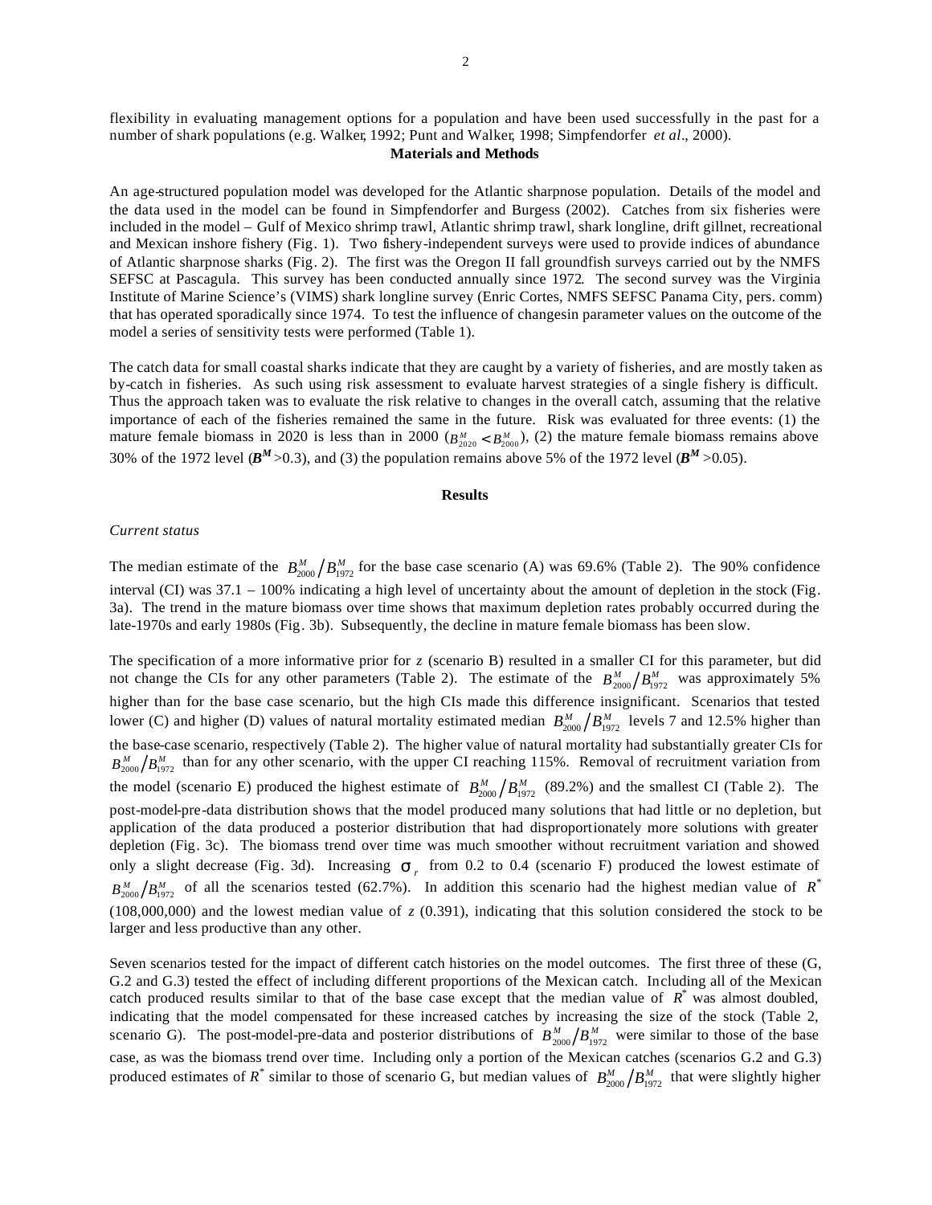flexibility in evaluating management options for a population and have been used successfully in the past for a number of shark populations (e.g. Walker, 1992; Punt and Walker, 1998; Simpfendorfer *et al*., 2000).

## Materials and Methods

An age-structured population model was developed for the Atlantic sharpnose population. Details of the model and the data used in the model can be found in Simpfendorfer and Burgess (2002). Catches from six fisheries were included in the model – Gulf of Mexico shrimp trawl, Atlantic shrimp trawl, shark longline, drift gillnet, recreational and Mexican inshore fishery (Fig. 1). Two fishery-independent surveys were used to provide indices of abundance of Atlantic sharpnose sharks (Fig. 2). The first was the Oregon II fall groundfish surveys carried out by the NMFS SEFSC at Pascagula. This survey has been conducted annually since 1972. The second survey was the Virginia Institute of Marine Science's (VIMS) shark longline survey (Enric Cortes, NMFS SEFSC Panama City, pers. comm) that has operated sporadically since 1974. To test the influence of changesin parameter values on the outcome of the model a series of sensitivity tests were performed (Table 1).

The catch data for small coastal sharks indicate that they are caught by a variety of fisheries, and are mostly taken as by-catch in fisheries. As such using risk assessment to evaluate harvest strategies of a single fishery is difficult. Thus the approach taken was to evaluate the risk relative to changes in the overall catch, assuming that the relative importance of each of the fisheries remained the same in the future. Risk was evaluated for three events: (1) the mature female biomass in 2020 is less than in 2000 ($B^M_{2020} < B^M_{2000}$), (2) the mature female biomass remains above 30% of the 1972 level ($\boldsymbol{B^M}$>0.3), and (3) the population remains above 5% of the 1972 level ($\boldsymbol{B^M}$>0.05).

## Results

*Current status*

The median estimate of the $B^M_{2000}/B^M_{1972}$ for the base case scenario (A) was 69.6% (Table 2). The 90% confidence interval (CI) was 37.1 – 100% indicating a high level of uncertainty about the amount of depletion in the stock (Fig. 3a). The trend in the mature biomass over time shows that maximum depletion rates probably occurred during the late-1970s and early 1980s (Fig. 3b). Subsequently, the decline in mature female biomass has been slow.

The specification of a more informative prior for *z* (scenario B) resulted in a smaller CI for this parameter, but did not change the CIs for any other parameters (Table 2). The estimate of the $B^M_{2000}/B^M_{1972}$ was approximately 5% higher than for the base case scenario, but the high CIs made this difference insignificant. Scenarios that tested lower (C) and higher (D) values of natural mortality estimated median $B^M_{2000}/B^M_{1972}$ levels 7 and 12.5% higher than the base-case scenario, respectively (Table 2). The higher value of natural mortality had substantially greater CIs for $B^M_{2000}/B^M_{1972}$ than for any other scenario, with the upper CI reaching 115%. Removal of recruitment variation from the model (scenario E) produced the highest estimate of $B^M_{2000}/B^M_{1972}$ (89.2%) and the smallest CI (Table 2). The post-model-pre-data distribution shows that the model produced many solutions that had little or no depletion, but application of the data produced a posterior distribution that had disproportionately more solutions with greater depletion (Fig. 3c). The biomass trend over time was much smoother without recruitment variation and showed only a slight decrease (Fig. 3d). Increasing $\sigma_r$ from 0.2 to 0.4 (scenario F) produced the lowest estimate of $B^M_{2000}/B^M_{1972}$ of all the scenarios tested (62.7%). In addition this scenario had the highest median value of $R^*$ (108,000,000) and the lowest median value of *z* (0.391), indicating that this solution considered the stock to be larger and less productive than any other.

Seven scenarios tested for the impact of different catch histories on the model outcomes. The first three of these (G, G.2 and G.3) tested the effect of including different proportions of the Mexican catch. Including all of the Mexican catch produced results similar to that of the base case except that the median value of $R^*$ was almost doubled, indicating that the model compensated for these increased catches by increasing the size of the stock (Table 2, scenario G). The post-model-pre-data and posterior distributions of $B^M_{2000}/B^M_{1972}$ were similar to those of the base case, as was the biomass trend over time. Including only a portion of the Mexican catches (scenarios G.2 and G.3) produced estimates of $R^*$ similar to those of scenario G, but median values of $B^M_{2000}/B^M_{1972}$ that were slightly higher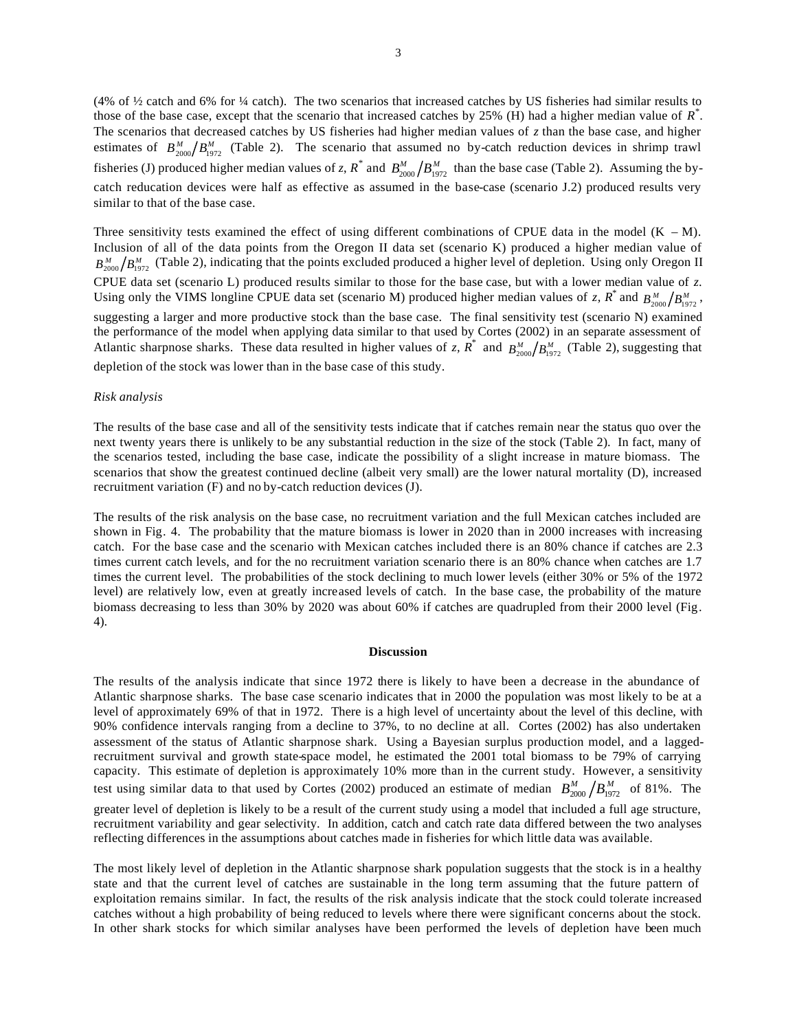(4% of ½ catch and 6% for ¼ catch). The two scenarios that increased catches by US fisheries had similar results to those of the base case, except that the scenario that increased catches by 25% (H) had a higher median value of $R^*$. The scenarios that decreased catches by US fisheries had higher median values of *z* than the base case, and higher estimates of $B^M_{2000}/B^M_{1972}$ (Table 2). The scenario that assumed no by-catch reduction devices in shrimp trawl fisheries (J) produced higher median values of *z*, $R^*$ and $B^M_{2000}/B^M_{1972}$ than the base case (Table 2). Assuming the by-catch reducation devices were half as effective as assumed in the base-case (scenario J.2) produced results very similar to that of the base case.

Three sensitivity tests examined the effect of using different combinations of CPUE data in the model (K – M). Inclusion of all of the data points from the Oregon II data set (scenario K) produced a higher median value of $B^M_{2000}/B^M_{1972}$ (Table 2), indicating that the points excluded produced a higher level of depletion. Using only Oregon II CPUE data set (scenario L) produced results similar to those for the base case, but with a lower median value of *z*. Using only the VIMS longline CPUE data set (scenario M) produced higher median values of *z*, $R^*$ and $B^M_{2000}/B^M_{1972}$, suggesting a larger and more productive stock than the base case. The final sensitivity test (scenario N) examined the performance of the model when applying data similar to that used by Cortes (2002) in an separate assessment of Atlantic sharpnose sharks. These data resulted in higher values of *z*, $R^*$ and $B^M_{2000}/B^M_{1972}$ (Table 2), suggesting that depletion of the stock was lower than in the base case of this study.

*Risk analysis*

The results of the base case and all of the sensitivity tests indicate that if catches remain near the status quo over the next twenty years there is unlikely to be any substantial reduction in the size of the stock (Table 2). In fact, many of the scenarios tested, including the base case, indicate the possibility of a slight increase in mature biomass. The scenarios that show the greatest continued decline (albeit very small) are the lower natural mortality (D), increased recruitment variation (F) and no by-catch reduction devices (J).

The results of the risk analysis on the base case, no recruitment variation and the full Mexican catches included are shown in Fig. 4. The probability that the mature biomass is lower in 2020 than in 2000 increases with increasing catch. For the base case and the scenario with Mexican catches included there is an 80% chance if catches are 2.3 times current catch levels, and for the no recruitment variation scenario there is an 80% chance when catches are 1.7 times the current level. The probabilities of the stock declining to much lower levels (either 30% or 5% of the 1972 level) are relatively low, even at greatly increased levels of catch. In the base case, the probability of the mature biomass decreasing to less than 30% by 2020 was about 60% if catches are quadrupled from their 2000 level (Fig. 4).

## Discussion

The results of the analysis indicate that since 1972 there is likely to have been a decrease in the abundance of Atlantic sharpnose sharks. The base case scenario indicates that in 2000 the population was most likely to be at a level of approximately 69% of that in 1972. There is a high level of uncertainty about the level of this decline, with 90% confidence intervals ranging from a decline to 37%, to no decline at all. Cortes (2002) has also undertaken assessment of the status of Atlantic sharpnose shark. Using a Bayesian surplus production model, and a lagged-recruitment survival and growth state-space model, he estimated the 2001 total biomass to be 79% of carrying capacity. This estimate of depletion is approximately 10% more than in the current study. However, a sensitivity test using similar data to that used by Cortes (2002) produced an estimate of median $B^M_{2000}/B^M_{1972}$ of 81%. The greater level of depletion is likely to be a result of the current study using a model that included a full age structure, recruitment variability and gear selectivity. In addition, catch and catch rate data differed between the two analyses reflecting differences in the assumptions about catches made in fisheries for which little data was available.

The most likely level of depletion in the Atlantic sharpnose shark population suggests that the stock is in a healthy state and that the current level of catches are sustainable in the long term assuming that the future pattern of exploitation remains similar. In fact, the results of the risk analysis indicate that the stock could tolerate increased catches without a high probability of being reduced to levels where there were significant concerns about the stock. In other shark stocks for which similar analyses have been performed the levels of depletion have been much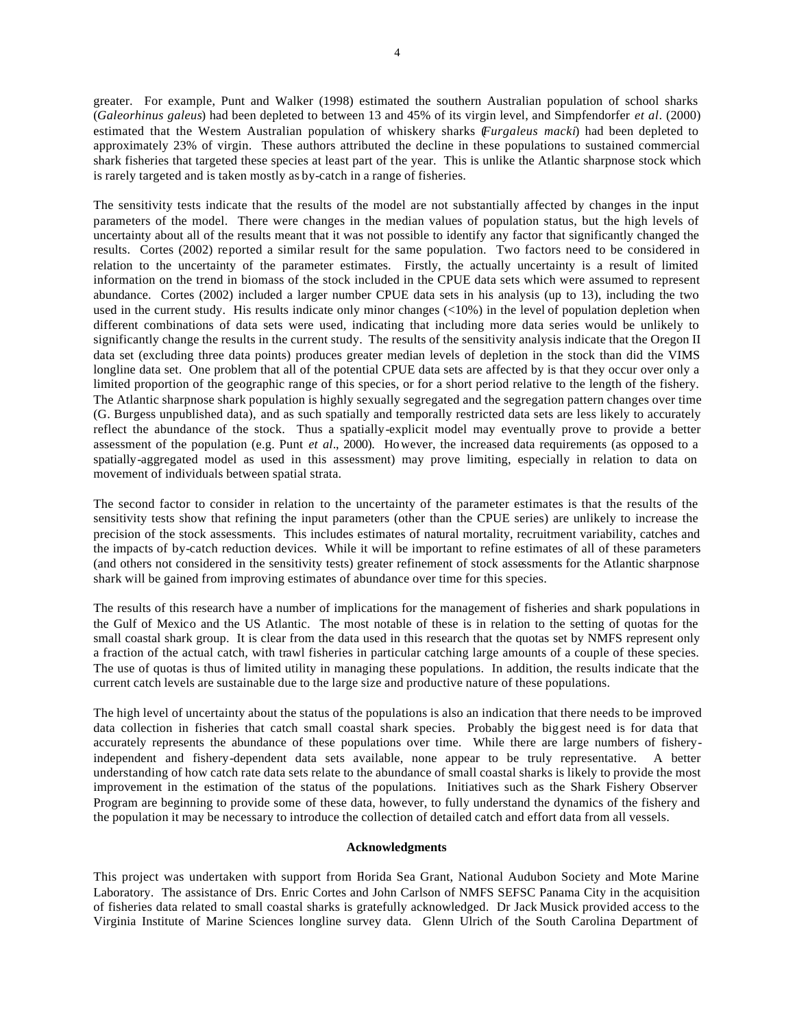greater. For example, Punt and Walker (1998) estimated the southern Australian population of school sharks (*Galeorhinus galeus*) had been depleted to between 13 and 45% of its virgin level, and Simpfendorfer *et al*. (2000) estimated that the Western Australian population of whiskery sharks (*Furgaleus macki*) had been depleted to approximately 23% of virgin. These authors attributed the decline in these populations to sustained commercial shark fisheries that targeted these species at least part of the year. This is unlike the Atlantic sharpnose stock which is rarely targeted and is taken mostly as by-catch in a range of fisheries.

The sensitivity tests indicate that the results of the model are not substantially affected by changes in the input parameters of the model. There were changes in the median values of population status, but the high levels of uncertainty about all of the results meant that it was not possible to identify any factor that significantly changed the results. Cortes (2002) reported a similar result for the same population. Two factors need to be considered in relation to the uncertainty of the parameter estimates. Firstly, the actually uncertainty is a result of limited information on the trend in biomass of the stock included in the CPUE data sets which were assumed to represent abundance. Cortes (2002) included a larger number CPUE data sets in his analysis (up to 13), including the two used in the current study. His results indicate only minor changes (<10%) in the level of population depletion when different combinations of data sets were used, indicating that including more data series would be unlikely to significantly change the results in the current study. The results of the sensitivity analysis indicate that the Oregon II data set (excluding three data points) produces greater median levels of depletion in the stock than did the VIMS longline data set. One problem that all of the potential CPUE data sets are affected by is that they occur over only a limited proportion of the geographic range of this species, or for a short period relative to the length of the fishery. The Atlantic sharpnose shark population is highly sexually segregated and the segregation pattern changes over time (G. Burgess unpublished data), and as such spatially and temporally restricted data sets are less likely to accurately reflect the abundance of the stock. Thus a spatially-explicit model may eventually prove to provide a better assessment of the population (e.g. Punt *et al*., 2000). However, the increased data requirements (as opposed to a spatially-aggregated model as used in this assessment) may prove limiting, especially in relation to data on movement of individuals between spatial strata.

The second factor to consider in relation to the uncertainty of the parameter estimates is that the results of the sensitivity tests show that refining the input parameters (other than the CPUE series) are unlikely to increase the precision of the stock assessments. This includes estimates of natural mortality, recruitment variability, catches and the impacts of by-catch reduction devices. While it will be important to refine estimates of all of these parameters (and others not considered in the sensitivity tests) greater refinement of stock assessments for the Atlantic sharpnose shark will be gained from improving estimates of abundance over time for this species.

The results of this research have a number of implications for the management of fisheries and shark populations in the Gulf of Mexico and the US Atlantic. The most notable of these is in relation to the setting of quotas for the small coastal shark group. It is clear from the data used in this research that the quotas set by NMFS represent only a fraction of the actual catch, with trawl fisheries in particular catching large amounts of a couple of these species. The use of quotas is thus of limited utility in managing these populations. In addition, the results indicate that the current catch levels are sustainable due to the large size and productive nature of these populations.

The high level of uncertainty about the status of the populations is also an indication that there needs to be improved data collection in fisheries that catch small coastal shark species. Probably the biggest need is for data that accurately represents the abundance of these populations over time. While there are large numbers of fishery-independent and fishery-dependent data sets available, none appear to be truly representative. A better understanding of how catch rate data sets relate to the abundance of small coastal sharks is likely to provide the most improvement in the estimation of the status of the populations. Initiatives such as the Shark Fishery Observer Program are beginning to provide some of these data, however, to fully understand the dynamics of the fishery and the population it may be necessary to introduce the collection of detailed catch and effort data from all vessels.

## Acknowledgments

This project was undertaken with support from Florida Sea Grant, National Audubon Society and Mote Marine Laboratory. The assistance of Drs. Enric Cortes and John Carlson of NMFS SEFSC Panama City in the acquisition of fisheries data related to small coastal sharks is gratefully acknowledged. Dr Jack Musick provided access to the Virginia Institute of Marine Sciences longline survey data. Glenn Ulrich of the South Carolina Department of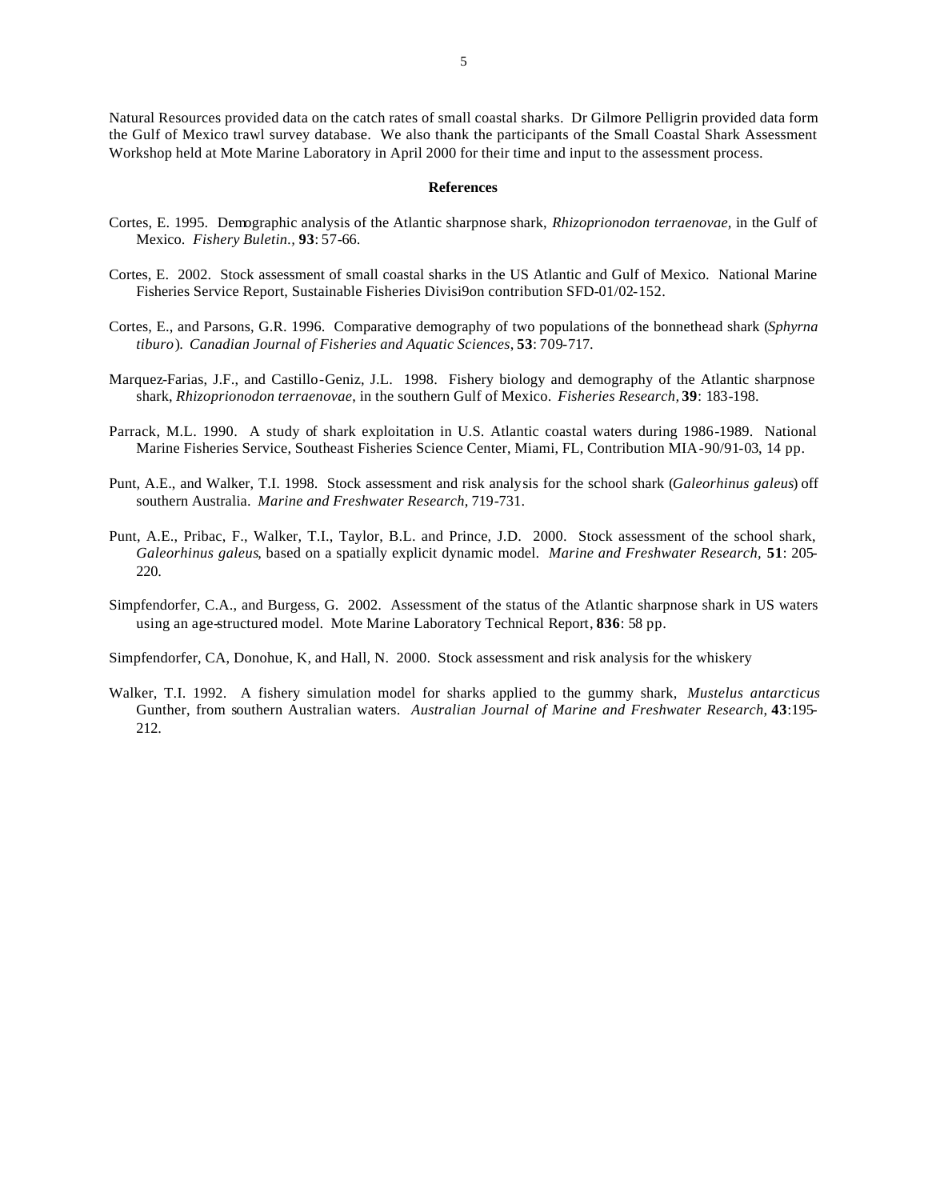Natural Resources provided data on the catch rates of small coastal sharks. Dr Gilmore Pelligrin provided data form the Gulf of Mexico trawl survey database. We also thank the participants of the Small Coastal Shark Assessment Workshop held at Mote Marine Laboratory in April 2000 for their time and input to the assessment process.

## References

Cortes, E. 1995. Demographic analysis of the Atlantic sharpnose shark, *Rhizoprionodon terraenovae*, in the Gulf of Mexico. *Fishery Buletin.*, **93**: 57-66.

Cortes, E. 2002. Stock assessment of small coastal sharks in the US Atlantic and Gulf of Mexico. National Marine Fisheries Service Report, Sustainable Fisheries Divisi9on contribution SFD-01/02-152.

Cortes, E., and Parsons, G.R. 1996. Comparative demography of two populations of the bonnethead shark (*Sphyrna tiburo*). *Canadian Journal of Fisheries and Aquatic Sciences*, **53**: 709-717.

Marquez-Farias, J.F., and Castillo-Geniz, J.L. 1998. Fishery biology and demography of the Atlantic sharpnose shark, *Rhizoprionodon terraenovae*, in the southern Gulf of Mexico. *Fisheries Research*, **39**: 183-198.

Parrack, M.L. 1990. A study of shark exploitation in U.S. Atlantic coastal waters during 1986-1989. National Marine Fisheries Service, Southeast Fisheries Science Center, Miami, FL, Contribution MIA-90/91-03, 14 pp.

Punt, A.E., and Walker, T.I. 1998. Stock assessment and risk analysis for the school shark (*Galeorhinus galeus*) off southern Australia. *Marine and Freshwater Research*, 719-731.

Punt, A.E., Pribac, F., Walker, T.I., Taylor, B.L. and Prince, J.D. 2000. Stock assessment of the school shark, *Galeorhinus galeus*, based on a spatially explicit dynamic model. *Marine and Freshwater Research*, **51**: 205-220.

Simpfendorfer, C.A., and Burgess, G. 2002. Assessment of the status of the Atlantic sharpnose shark in US waters using an age-structured model. Mote Marine Laboratory Technical Report, **836**: 58 pp.

Simpfendorfer, CA, Donohue, K, and Hall, N. 2000. Stock assessment and risk analysis for the whiskery

Walker, T.I. 1992. A fishery simulation model for sharks applied to the gummy shark, *Mustelus antarcticus* Gunther, from southern Australian waters. *Australian Journal of Marine and Freshwater Research*, **43**:195-212.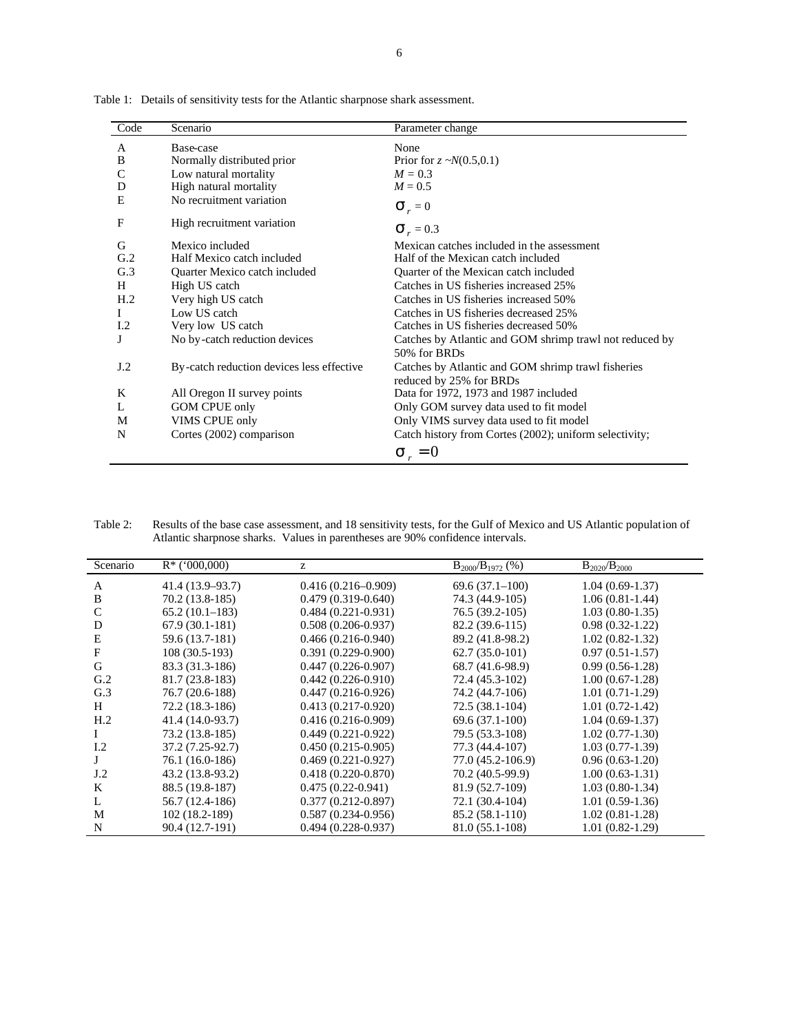Table 1: Details of sensitivity tests for the Atlantic sharpnose shark assessment.

| Code | Scenario | Parameter change |
|---|---|---|
| A | Base-case | None |
| B | Normally distributed prior | Prior for $z \sim N(0.5, 0.1)$ |
| C | Low natural mortality | $M = 0.3$ |
| D | High natural mortality | $M = 0.5$ |
| E | No recruitment variation | $\sigma_r = 0$ |
| F | High recruitment variation | $\sigma_r = 0.3$ |
| G | Mexico included | Mexican catches included in the assessment |
| G.2 | Half Mexico catch included | Half of the Mexican catch included |
| G.3 | Quarter Mexico catch included | Quarter of the Mexican catch included |
| H | High US catch | Catches in US fisheries increased 25% |
| H.2 | Very high US catch | Catches in US fisheries increased 50% |
| I | Low US catch | Catches in US fisheries decreased 25% |
| I.2 | Very low US catch | Catches in US fisheries decreased 50% |
| J | No by-catch reduction devices | Catches by Atlantic and GOM shrimp trawl not reduced by 50% for BRDs |
| J.2 | By-catch reduction devices less effective | Catches by Atlantic and GOM shrimp trawl fisheries reduced by 25% for BRDs |
| K | All Oregon II survey points | Data for 1972, 1973 and 1987 included |
| L | GOM CPUE only | Only GOM survey data used to fit model |
| M | VIMS CPUE only | Only VIMS survey data used to fit model |
| N | Cortes (2002) comparison | Catch history from Cortes (2002); uniform selectivity; $\sigma_r = 0$ |

Table 2: Results of the base case assessment, and 18 sensitivity tests, for the Gulf of Mexico and US Atlantic population of Atlantic sharpnose sharks. Values in parentheses are 90% confidence intervals.

| Scenario | R* ('000,000) | z | $B_{2000}/B_{1972}$ (%) | $B_{2020}/B_{2000}$ |
|---|---|---|---|---|
| A | 41.4 (13.9–93.7) | 0.416 (0.216–0.909) | 69.6 (37.1–100) | 1.04 (0.69-1.37) |
| B | 70.2 (13.8-185) | 0.479 (0.319-0.640) | 74.3 (44.9-105) | 1.06 (0.81-1.44) |
| C | 65.2 (10.1–183) | 0.484 (0.221-0.931) | 76.5 (39.2-105) | 1.03 (0.80-1.35) |
| D | 67.9 (30.1-181) | 0.508 (0.206-0.937) | 82.2 (39.6-115) | 0.98 (0.32-1.22) |
| E | 59.6 (13.7-181) | 0.466 (0.216-0.940) | 89.2 (41.8-98.2) | 1.02 (0.82-1.32) |
| F | 108 (30.5-193) | 0.391 (0.229-0.900) | 62.7 (35.0-101) | 0.97 (0.51-1.57) |
| G | 83.3 (31.3-186) | 0.447 (0.226-0.907) | 68.7 (41.6-98.9) | 0.99 (0.56-1.28) |
| G.2 | 81.7 (23.8-183) | 0.442 (0.226-0.910) | 72.4 (45.3-102) | 1.00 (0.67-1.28) |
| G.3 | 76.7 (20.6-188) | 0.447 (0.216-0.926) | 74.2 (44.7-106) | 1.01 (0.71-1.29) |
| H | 72.2 (18.3-186) | 0.413 (0.217-0.920) | 72.5 (38.1-104) | 1.01 (0.72-1.42) |
| H.2 | 41.4 (14.0-93.7) | 0.416 (0.216-0.909) | 69.6 (37.1-100) | 1.04 (0.69-1.37) |
| I | 73.2 (13.8-185) | 0.449 (0.221-0.922) | 79.5 (53.3-108) | 1.02 (0.77-1.30) |
| I.2 | 37.2 (7.25-92.7) | 0.450 (0.215-0.905) | 77.3 (44.4-107) | 1.03 (0.77-1.39) |
| J | 76.1 (16.0-186) | 0.469 (0.221-0.927) | 77.0 (45.2-106.9) | 0.96 (0.63-1.20) |
| J.2 | 43.2 (13.8-93.2) | 0.418 (0.220-0.870) | 70.2 (40.5-99.9) | 1.00 (0.63-1.31) |
| K | 88.5 (19.8-187) | 0.475 (0.22-0.941) | 81.9 (52.7-109) | 1.03 (0.80-1.34) |
| L | 56.7 (12.4-186) | 0.377 (0.212-0.897) | 72.1 (30.4-104) | 1.01 (0.59-1.36) |
| M | 102 (18.2-189) | 0.587 (0.234-0.956) | 85.2 (58.1-110) | 1.02 (0.81-1.28) |
| N | 90.4 (12.7-191) | 0.494 (0.228-0.937) | 81.0 (55.1-108) | 1.01 (0.82-1.29) |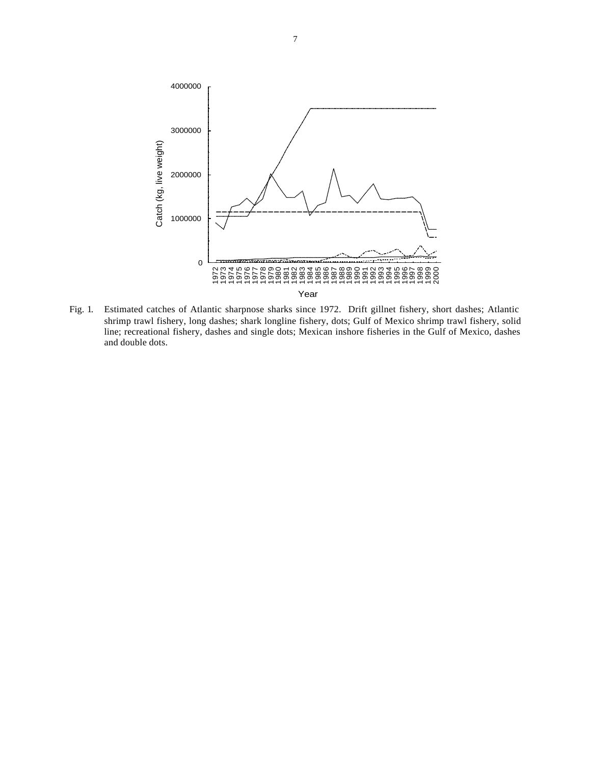Fig. 1. Estimated catches of Atlantic sharpnose sharks since 1972. Drift gillnet fishery, short dashes; Atlantic shrimp trawl fishery, long dashes; shark longline fishery, dots; Gulf of Mexico shrimp trawl fishery, solid line; recreational fishery, dashes and single dots; Mexican inshore fisheries in the Gulf of Mexico, dashes and double dots.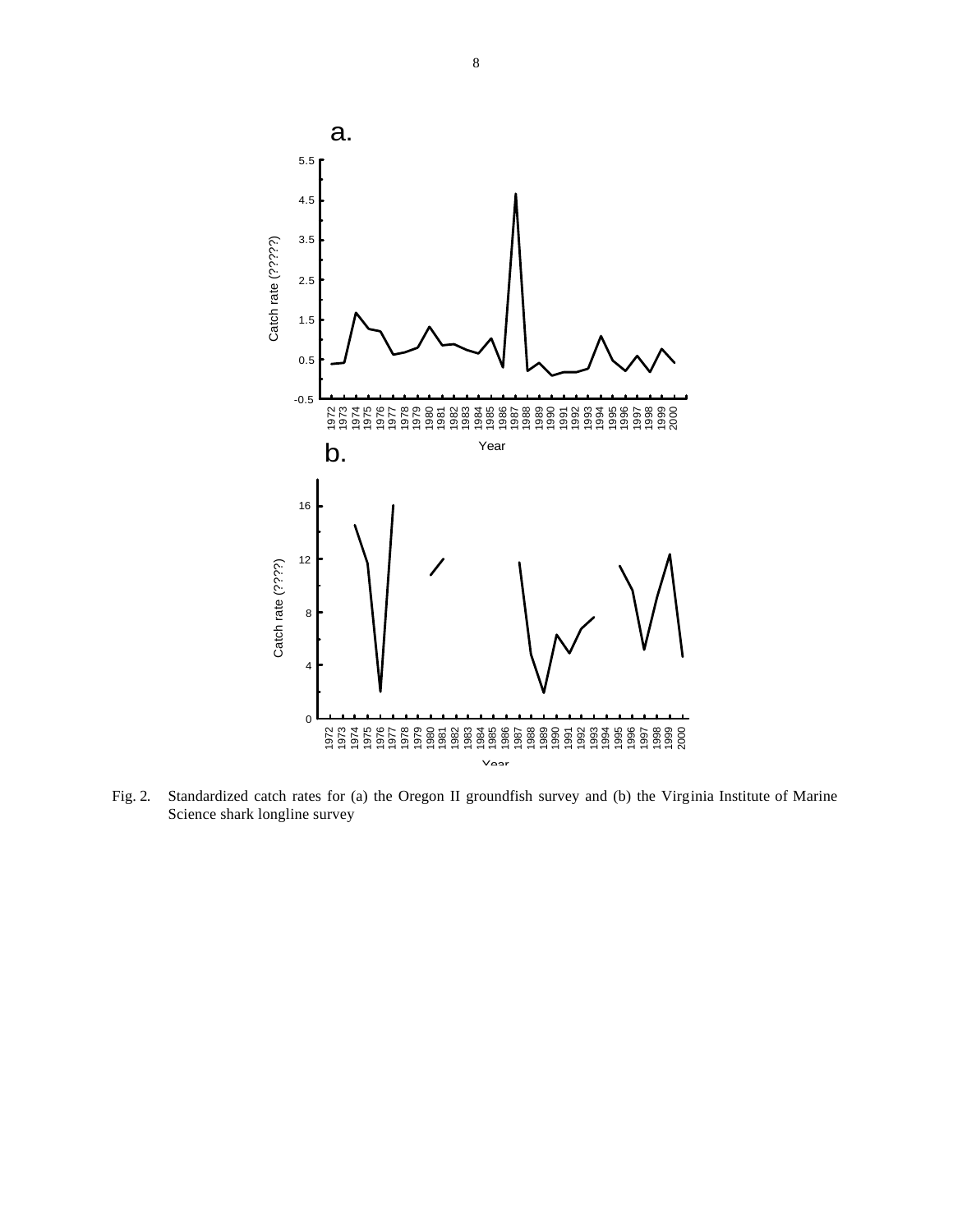Fig. 2. Standardized catch rates for (a) the Oregon II groundfish survey and (b) the Virginia Institute of Marine Science shark longline survey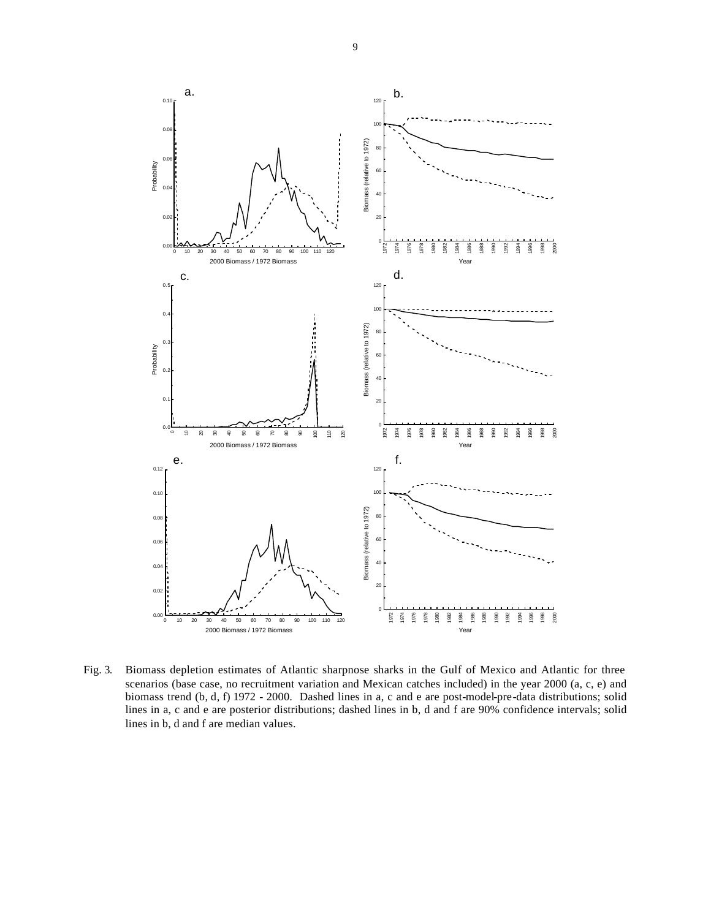Fig. 3. Biomass depletion estimates of Atlantic sharpnose sharks in the Gulf of Mexico and Atlantic for three scenarios (base case, no recruitment variation and Mexican catches included) in the year 2000 (a, c, e) and biomass trend (b, d, f) 1972 - 2000. Dashed lines in a, c and e are post-model-pre-data distributions; solid lines in a, c and e are posterior distributions; dashed lines in b, d and f are 90% confidence intervals; solid lines in b, d and f are median values.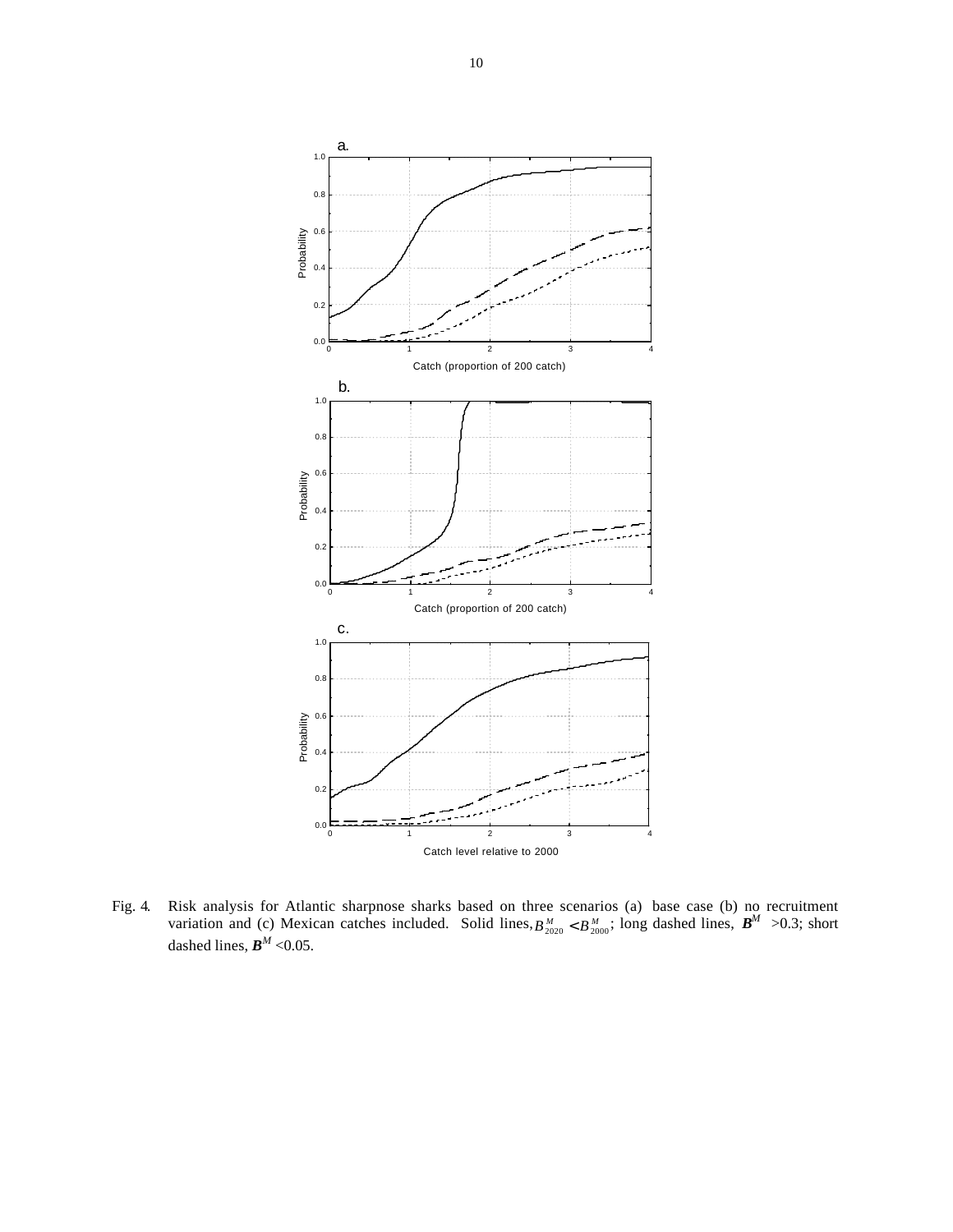a.

1.0
0.8
0.6
0.4
0.2
0.0

Probability

0 1 2 3 4

Catch (proportion of 200 catch)

b.

1.0
0.8
0.6
0.4
0.2
0.0

Probability

0 1 2 3 4

Catch (proportion of 200 catch)

c.

1.0
0.8
0.6
0.4
0.2
0.0

Probability

0 1 2 3 4

Catch level relative to 2000

Fig. 4. Risk analysis for Atlantic sharpnose sharks based on three scenarios (a) base case (b) no recruitment variation and (c) Mexican catches included. Solid lines, $B^M_{2020} < B^M_{2000}$; long dashed lines, $\boldsymbol{B}^M > 0.3$; short dashed lines, $\boldsymbol{B}^M < 0.05$.